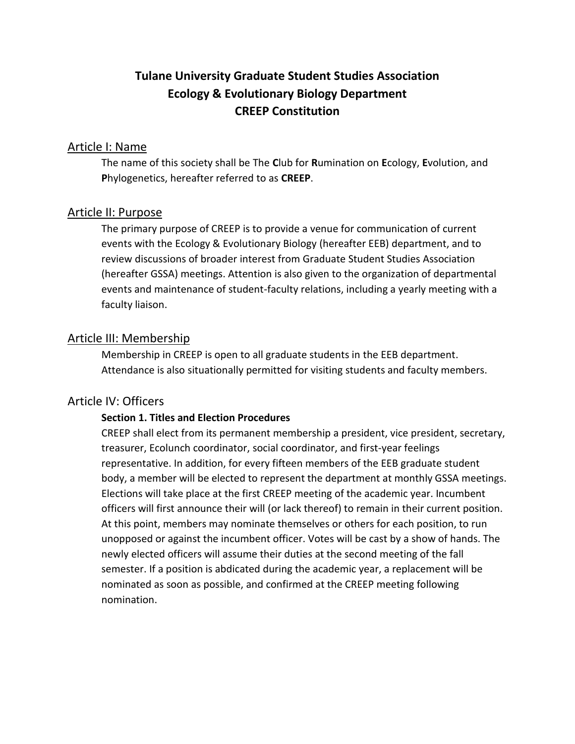# Tulane University Graduate Student Studies Association
# Ecology & Evolutionary Biology Department
# CREEP Constitution

## Article I: Name

The name of this society shall be The **C**lub for **R**umination on **E**cology, **E**volution, and **P**hylogenetics, hereafter referred to as **CREEP**.

## Article II: Purpose

The primary purpose of CREEP is to provide a venue for communication of current events with the Ecology & Evolutionary Biology (hereafter EEB) department, and to review discussions of broader interest from Graduate Student Studies Association (hereafter GSSA) meetings. Attention is also given to the organization of departmental events and maintenance of student-faculty relations, including a yearly meeting with a faculty liaison.

## Article III: Membership

Membership in CREEP is open to all graduate students in the EEB department. Attendance is also situationally permitted for visiting students and faculty members.

## Article IV: Officers

### Section 1. Titles and Election Procedures

CREEP shall elect from its permanent membership a president, vice president, secretary, treasurer, Ecolunch coordinator, social coordinator, and first-year feelings representative. In addition, for every fifteen members of the EEB graduate student body, a member will be elected to represent the department at monthly GSSA meetings. Elections will take place at the first CREEP meeting of the academic year. Incumbent officers will first announce their will (or lack thereof) to remain in their current position. At this point, members may nominate themselves or others for each position, to run unopposed or against the incumbent officer. Votes will be cast by a show of hands. The newly elected officers will assume their duties at the second meeting of the fall semester. If a position is abdicated during the academic year, a replacement will be nominated as soon as possible, and confirmed at the CREEP meeting following nomination.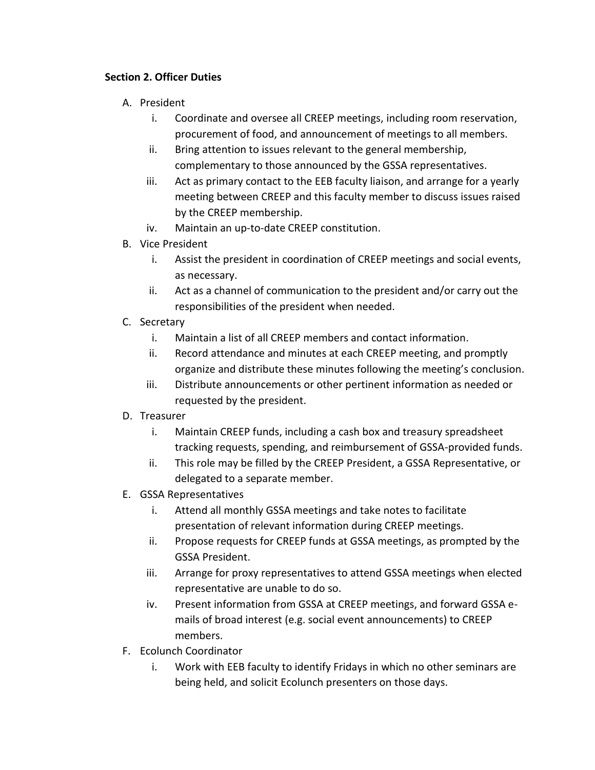**Section 2. Officer Duties**

A. President
   i. Coordinate and oversee all CREEP meetings, including room reservation, procurement of food, and announcement of meetings to all members.
   ii. Bring attention to issues relevant to the general membership, complementary to those announced by the GSSA representatives.
   iii. Act as primary contact to the EEB faculty liaison, and arrange for a yearly meeting between CREEP and this faculty member to discuss issues raised by the CREEP membership.
   iv. Maintain an up-to-date CREEP constitution.

B. Vice President
   i. Assist the president in coordination of CREEP meetings and social events, as necessary.
   ii. Act as a channel of communication to the president and/or carry out the responsibilities of the president when needed.

C. Secretary
   i. Maintain a list of all CREEP members and contact information.
   ii. Record attendance and minutes at each CREEP meeting, and promptly organize and distribute these minutes following the meeting's conclusion.
   iii. Distribute announcements or other pertinent information as needed or requested by the president.

D. Treasurer
   i. Maintain CREEP funds, including a cash box and treasury spreadsheet tracking requests, spending, and reimbursement of GSSA-provided funds.
   ii. This role may be filled by the CREEP President, a GSSA Representative, or delegated to a separate member.

E. GSSA Representatives
   i. Attend all monthly GSSA meetings and take notes to facilitate presentation of relevant information during CREEP meetings.
   ii. Propose requests for CREEP funds at GSSA meetings, as prompted by the GSSA President.
   iii. Arrange for proxy representatives to attend GSSA meetings when elected representative are unable to do so.
   iv. Present information from GSSA at CREEP meetings, and forward GSSA e-mails of broad interest (e.g. social event announcements) to CREEP members.

F. Ecolunch Coordinator
   i. Work with EEB faculty to identify Fridays in which no other seminars are being held, and solicit Ecolunch presenters on those days.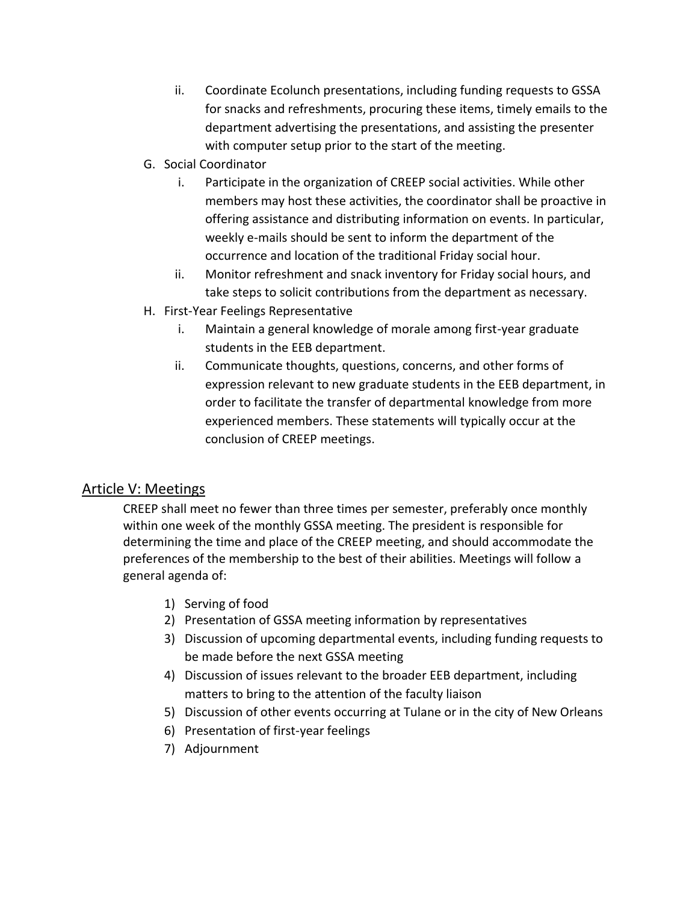ii. Coordinate Ecolunch presentations, including funding requests to GSSA for snacks and refreshments, procuring these items, timely emails to the department advertising the presentations, and assisting the presenter with computer setup prior to the start of the meeting.

G. Social Coordinator
   i. Participate in the organization of CREEP social activities. While other members may host these activities, the coordinator shall be proactive in offering assistance and distributing information on events. In particular, weekly e-mails should be sent to inform the department of the occurrence and location of the traditional Friday social hour.
   ii. Monitor refreshment and snack inventory for Friday social hours, and take steps to solicit contributions from the department as necessary.

H. First-Year Feelings Representative
   i. Maintain a general knowledge of morale among first-year graduate students in the EEB department.
   ii. Communicate thoughts, questions, concerns, and other forms of expression relevant to new graduate students in the EEB department, in order to facilitate the transfer of departmental knowledge from more experienced members. These statements will typically occur at the conclusion of CREEP meetings.

## Article V: Meetings

CREEP shall meet no fewer than three times per semester, preferably once monthly within one week of the monthly GSSA meeting. The president is responsible for determining the time and place of the CREEP meeting, and should accommodate the preferences of the membership to the best of their abilities. Meetings will follow a general agenda of:

1) Serving of food
2) Presentation of GSSA meeting information by representatives
3) Discussion of upcoming departmental events, including funding requests to be made before the next GSSA meeting
4) Discussion of issues relevant to the broader EEB department, including matters to bring to the attention of the faculty liaison
5) Discussion of other events occurring at Tulane or in the city of New Orleans
6) Presentation of first-year feelings
7) Adjournment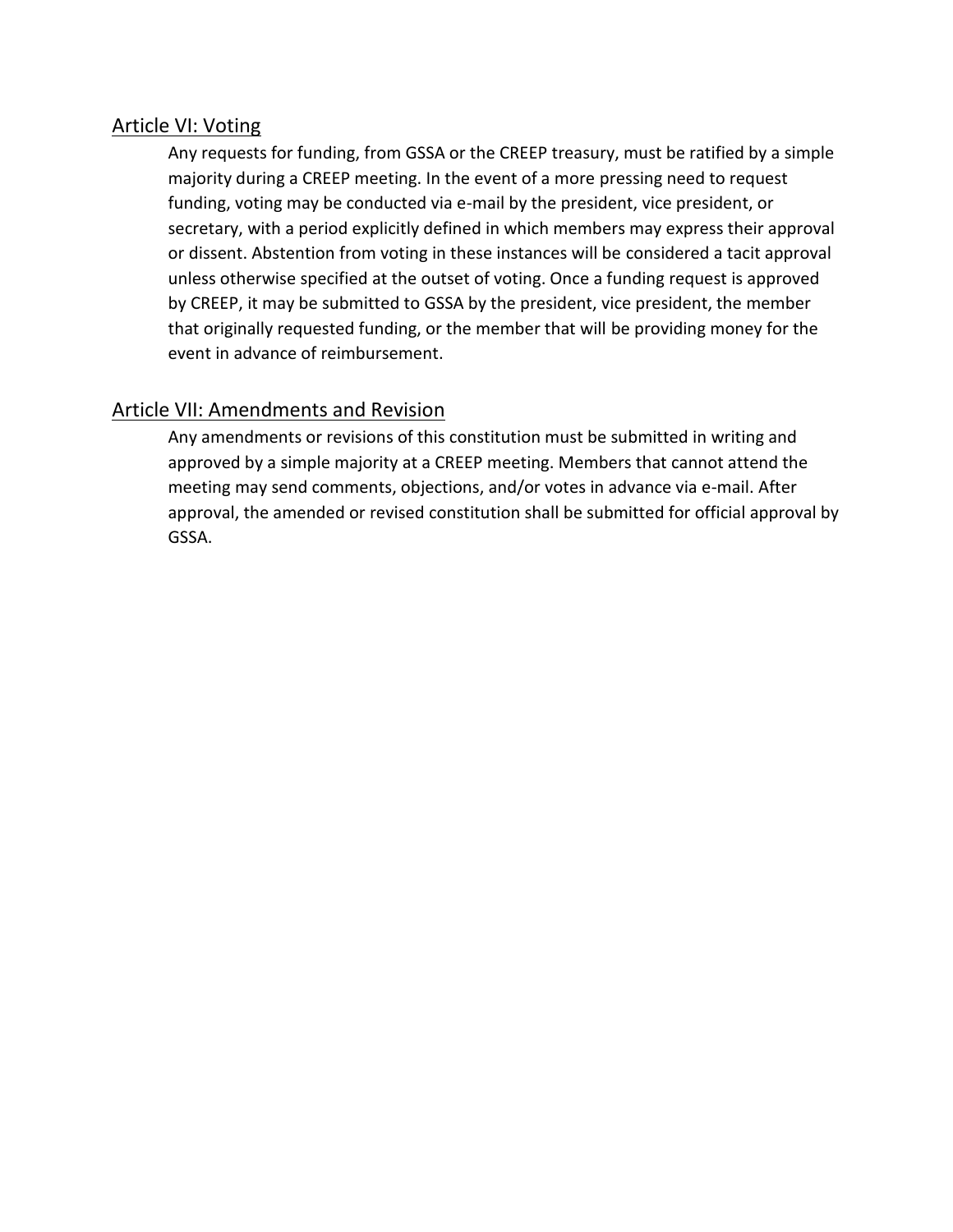## Article VI: Voting

Any requests for funding, from GSSA or the CREEP treasury, must be ratified by a simple majority during a CREEP meeting. In the event of a more pressing need to request funding, voting may be conducted via e-mail by the president, vice president, or secretary, with a period explicitly defined in which members may express their approval or dissent. Abstention from voting in these instances will be considered a tacit approval unless otherwise specified at the outset of voting. Once a funding request is approved by CREEP, it may be submitted to GSSA by the president, vice president, the member that originally requested funding, or the member that will be providing money for the event in advance of reimbursement.

## Article VII: Amendments and Revision

Any amendments or revisions of this constitution must be submitted in writing and approved by a simple majority at a CREEP meeting. Members that cannot attend the meeting may send comments, objections, and/or votes in advance via e-mail. After approval, the amended or revised constitution shall be submitted for official approval by GSSA.